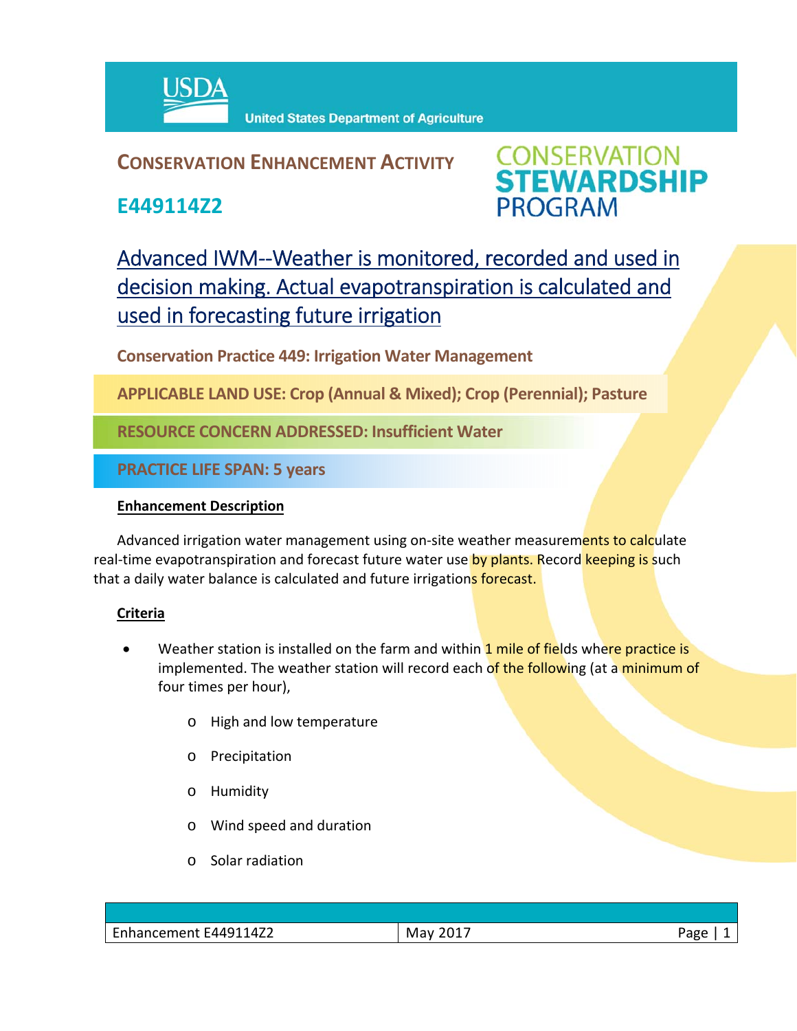USDA United States Department of Agriculture

# CONSERVATION ENHANCEMENT ACTIVITY

## E449114Z2

CONSERVATION STEWARDSHIP PROGRAM

## Advanced IWM--Weather is monitored, recorded and used in decision making. Actual evapotranspiration is calculated and used in forecasting future irrigation

**Conservation Practice 449: Irrigation Water Management**

**APPLICABLE LAND USE: Crop (Annual & Mixed); Crop (Perennial); Pasture**

**RESOURCE CONCERN ADDRESSED: Insufficient Water**

**PRACTICE LIFE SPAN: 5 years**

### Enhancement Description

Advanced irrigation water management using on-site weather measurements to calculate real-time evapotranspiration and forecast future water use by plants. Record keeping is such that a daily water balance is calculated and future irrigations forecast.

### Criteria

- Weather station is installed on the farm and within 1 mile of fields where practice is implemented. The weather station will record each of the following (at a minimum of four times per hour),
  - High and low temperature
  - Precipitation
  - Humidity
  - Wind speed and duration
  - Solar radiation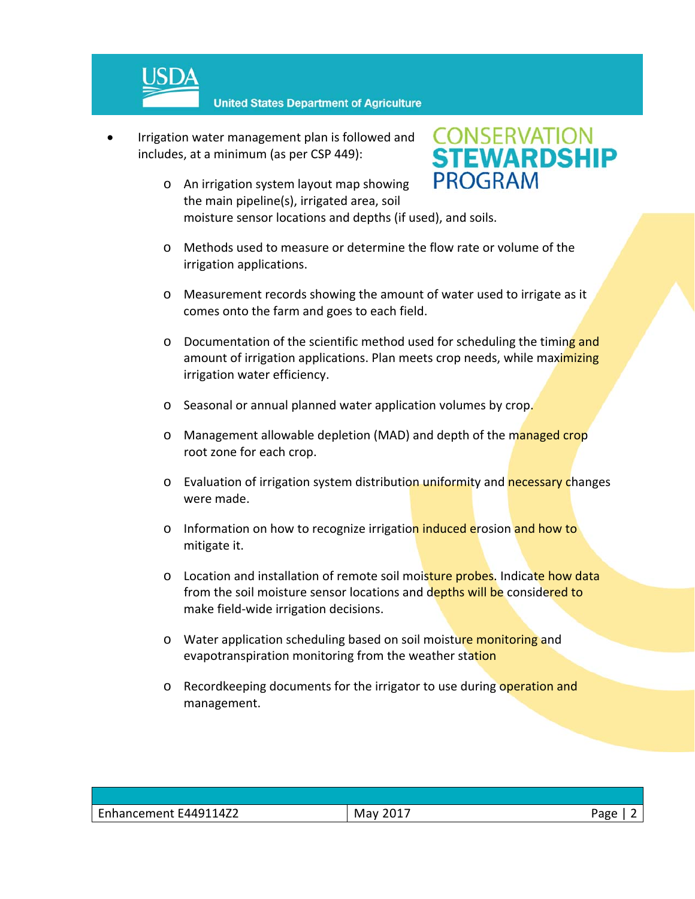- Irrigation water management plan is followed and includes, at a minimum (as per CSP 449):
  - An irrigation system layout map showing the main pipeline(s), irrigated area, soil moisture sensor locations and depths (if used), and soils.
  - Methods used to measure or determine the flow rate or volume of the irrigation applications.
  - Measurement records showing the amount of water used to irrigate as it comes onto the farm and goes to each field.
  - Documentation of the scientific method used for scheduling the timing and amount of irrigation applications. Plan meets crop needs, while maximizing irrigation water efficiency.
  - Seasonal or annual planned water application volumes by crop.
  - Management allowable depletion (MAD) and depth of the managed crop root zone for each crop.
  - Evaluation of irrigation system distribution uniformity and necessary changes were made.
  - Information on how to recognize irrigation induced erosion and how to mitigate it.
  - Location and installation of remote soil moisture probes. Indicate how data from the soil moisture sensor locations and depths will be considered to make field-wide irrigation decisions.
  - Water application scheduling based on soil moisture monitoring and evapotranspiration monitoring from the weather station
  - Recordkeeping documents for the irrigator to use during operation and management.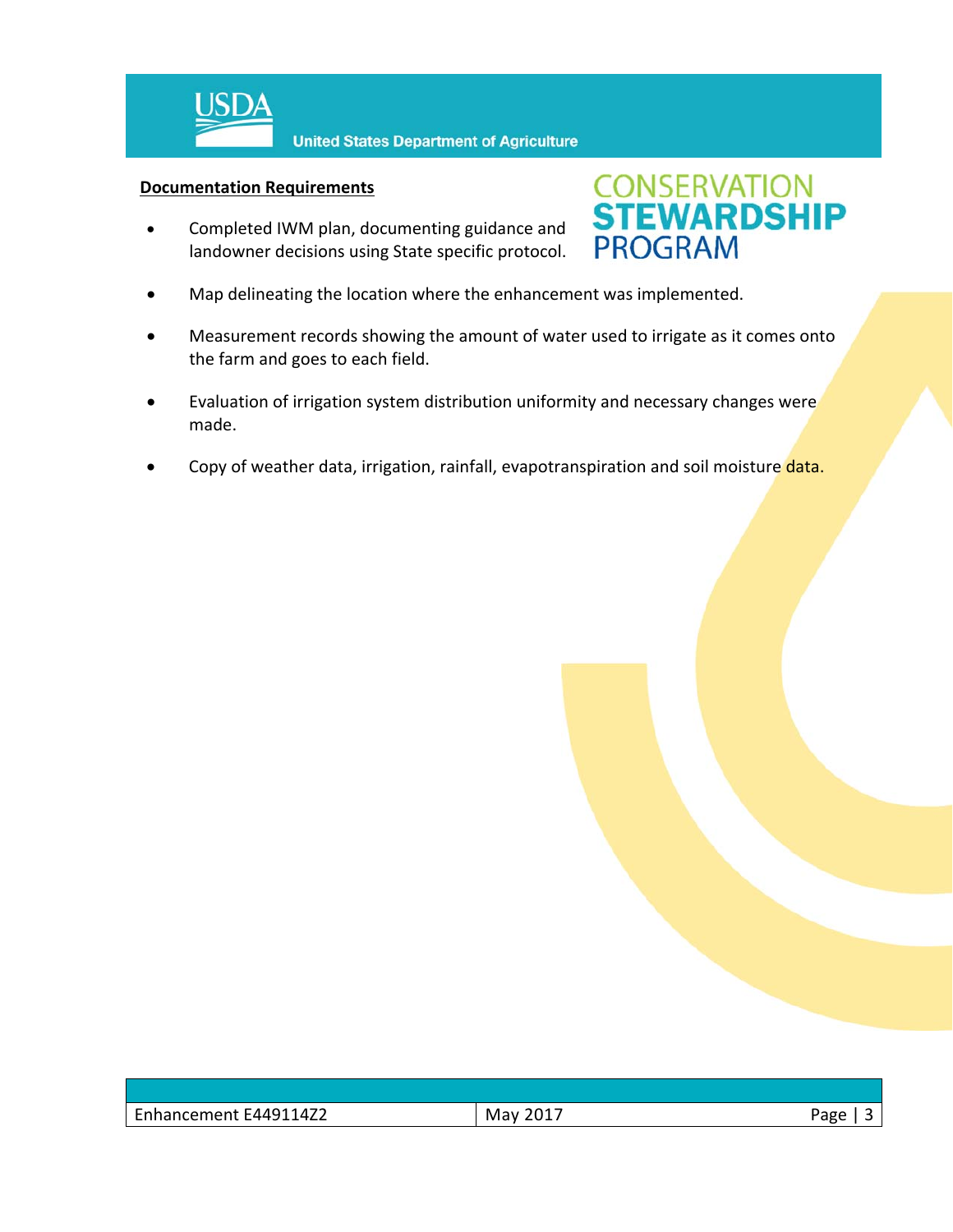**Documentation Requirements**

- Completed IWM plan, documenting guidance and landowner decisions using State specific protocol.
- Map delineating the location where the enhancement was implemented.
- Measurement records showing the amount of water used to irrigate as it comes onto the farm and goes to each field.
- Evaluation of irrigation system distribution uniformity and necessary changes were made.
- Copy of weather data, irrigation, rainfall, evapotranspiration and soil moisture data.